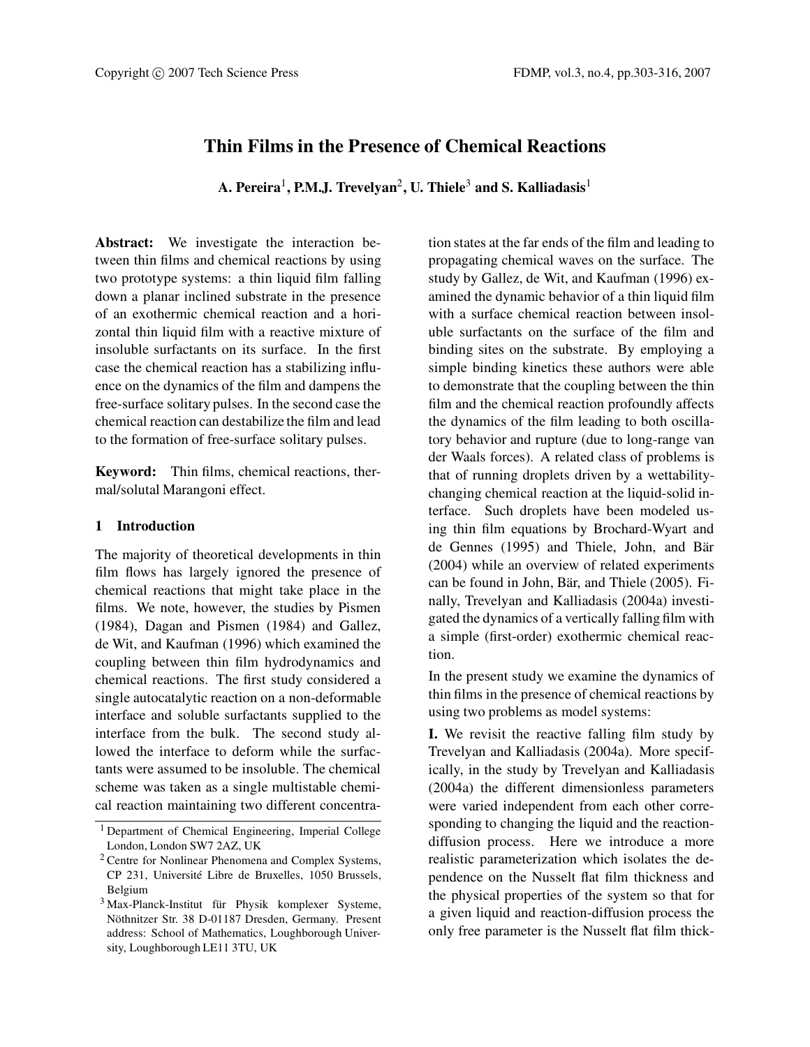# Thin Films in the Presence of Chemical Reactions

**A. Pereira[1], P.M.J. Trevelyan[2], U. Thiele[3] and S. Kalliadasis[1]**

**Abstract:** We investigate the interaction between thin films and chemical reactions by using two prototype systems: a thin liquid film falling down a planar inclined substrate in the presence of an exothermic chemical reaction and a horizontal thin liquid film with a reactive mixture of insoluble surfactants on its surface. In the first case the chemical reaction has a stabilizing influence on the dynamics of the film and dampens the free-surface solitary pulses. In the second case the chemical reaction can destabilize the film and lead to the formation of free-surface solitary pulses.

**Keyword:** Thin films, chemical reactions, thermal/solutal Marangoni effect.

## 1 Introduction

The majority of theoretical developments in thin film flows has largely ignored the presence of chemical reactions that might take place in the films. We note, however, the studies by Pismen (1984), Dagan and Pismen (1984) and Gallez, de Wit, and Kaufman (1996) which examined the coupling between thin film hydrodynamics and chemical reactions. The first study considered a single autocatalytic reaction on a non-deformable interface and soluble surfactants supplied to the interface from the bulk. The second study allowed the interface to deform while the surfactants were assumed to be insoluble. The chemical scheme was taken as a single multistable chemical reaction maintaining two different concentration states at the far ends of the film and leading to propagating chemical waves on the surface. The study by Gallez, de Wit, and Kaufman (1996) examined the dynamic behavior of a thin liquid film with a surface chemical reaction between insoluble surfactants on the surface of the film and binding sites on the substrate. By employing a simple binding kinetics these authors were able to demonstrate that the coupling between the thin film and the chemical reaction profoundly affects the dynamics of the film leading to both oscillatory behavior and rupture (due to long-range van der Waals forces). A related class of problems is that of running droplets driven by a wettability-changing chemical reaction at the liquid-solid interface. Such droplets have been modeled using thin film equations by Brochard-Wyart and de Gennes (1995) and Thiele, John, and Bär (2004) while an overview of related experiments can be found in John, Bär, and Thiele (2005). Finally, Trevelyan and Kalliadasis (2004a) investigated the dynamics of a vertically falling film with a simple (first-order) exothermic chemical reaction.

In the present study we examine the dynamics of thin films in the presence of chemical reactions by using two problems as model systems:

**I.** We revisit the reactive falling film study by Trevelyan and Kalliadasis (2004a). More specifically, in the study by Trevelyan and Kalliadasis (2004a) the different dimensionless parameters were varied independent from each other corresponding to changing the liquid and the reaction-diffusion process. Here we introduce a more realistic parameterization which isolates the dependence on the Nusselt flat film thickness and the physical properties of the system so that for a given liquid and reaction-diffusion process the only free parameter is the Nusselt flat film thick-

[1] Department of Chemical Engineering, Imperial College London, London SW7 2AZ, UK

[2] Centre for Nonlinear Phenomena and Complex Systems, CP 231, Université Libre de Bruxelles, 1050 Brussels, Belgium

[3] Max-Planck-Institut für Physik komplexer Systeme, Nöthnitzer Str. 38 D-01187 Dresden, Germany. Present address: School of Mathematics, Loughborough University, Loughborough LE11 3TU, UK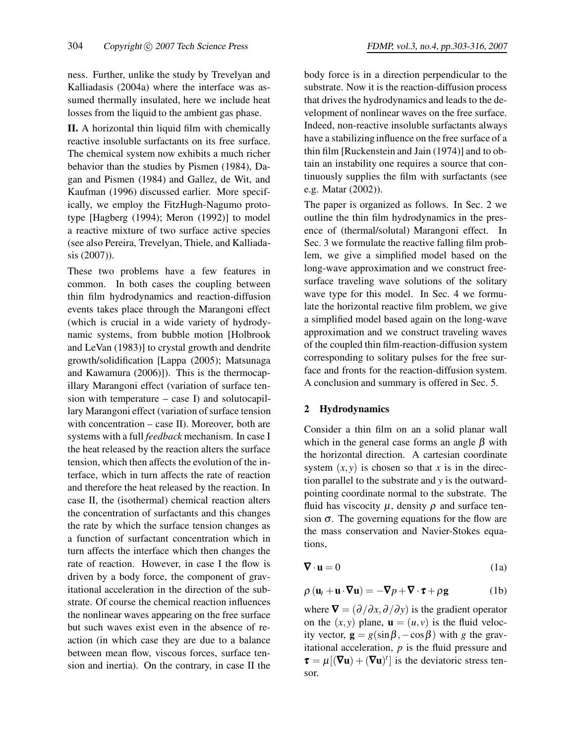ness. Further, unlike the study by Trevelyan and Kalliadasis (2004a) where the interface was assumed thermally insulated, here we include heat losses from the liquid to the ambient gas phase.

**II.** A horizontal thin liquid film with chemically reactive insoluble surfactants on its free surface. The chemical system now exhibits a much richer behavior than the studies by Pismen (1984), Dagan and Pismen (1984) and Gallez, de Wit, and Kaufman (1996) discussed earlier. More specifically, we employ the FitzHugh-Nagumo prototype [Hagberg (1994); Meron (1992)] to model a reactive mixture of two surface active species (see also Pereira, Trevelyan, Thiele, and Kalliadasis (2007)).

These two problems have a few features in common. In both cases the coupling between thin film hydrodynamics and reaction-diffusion events takes place through the Marangoni effect (which is crucial in a wide variety of hydrodynamic systems, from bubble motion [Holbrook and LeVan (1983)] to crystal growth and dendrite growth/solidification [Lappa (2005); Matsunaga and Kawamura (2006)]). This is the thermocapillary Marangoni effect (variation of surface tension with temperature – case I) and solutocapillary Marangoni effect (variation of surface tension with concentration – case II). Moreover, both are systems with a full *feedback* mechanism. In case I the heat released by the reaction alters the surface tension, which then affects the evolution of the interface, which in turn affects the rate of reaction and therefore the heat released by the reaction. In case II, the (isothermal) chemical reaction alters the concentration of surfactants and this changes the rate by which the surface tension changes as a function of surfactant concentration which in turn affects the interface which then changes the rate of reaction. However, in case I the flow is driven by a body force, the component of gravitational acceleration in the direction of the substrate. Of course the chemical reaction influences the nonlinear waves appearing on the free surface but such waves exist even in the absence of reaction (in which case they are due to a balance between mean flow, viscous forces, surface tension and inertia). On the contrary, in case II the body force is in a direction perpendicular to the substrate. Now it is the reaction-diffusion process that drives the hydrodynamics and leads to the development of nonlinear waves on the free surface. Indeed, non-reactive insoluble surfactants always have a stabilizing influence on the free surface of a thin film [Ruckenstein and Jain (1974)] and to obtain an instability one requires a source that continuously supplies the film with surfactants (see e.g. Matar (2002)).

The paper is organized as follows. In Sec. 2 we outline the thin film hydrodynamics in the presence of (thermal/solutal) Marangoni effect. In Sec. 3 we formulate the reactive falling film problem, we give a simplified model based on the long-wave approximation and we construct free-surface traveling wave solutions of the solitary wave type for this model. In Sec. 4 we formulate the horizontal reactive film problem, we give a simplified model based again on the long-wave approximation and we construct traveling waves of the coupled thin film-reaction-diffusion system corresponding to solitary pulses for the free surface and fronts for the reaction-diffusion system. A conclusion and summary is offered in Sec. 5.

## 2 Hydrodynamics

Consider a thin film on an a solid planar wall which in the general case forms an angle $\beta$ with the horizontal direction. A cartesian coordinate system $(x, y)$ is chosen so that $x$ is in the direction parallel to the substrate and $y$ is the outward-pointing coordinate normal to the substrate. The fluid has viscocity $\mu$, density $\rho$ and surface tension $\sigma$. The governing equations for the flow are the mass conservation and Navier-Stokes equations,

$$\nabla \cdot \mathbf{u} = 0 \tag{1a}$$

$$\rho \left( \mathbf{u}_t + \mathbf{u} \cdot \nabla \mathbf{u} \right) = -\nabla p + \nabla \cdot \boldsymbol{\tau} + \rho \mathbf{g} \tag{1b}$$

where $\nabla = (\partial/\partial x, \partial/\partial y)$ is the gradient operator on the $(x, y)$ plane, $\mathbf{u} = (u, v)$ is the fluid velocity vector, $\mathbf{g} = g(\sin\beta, -\cos\beta)$ with $g$ the gravitational acceleration, $p$ is the fluid pressure and $\boldsymbol{\tau} = \mu[(\nabla \mathbf{u}) + (\nabla \mathbf{u})^t]$ is the deviatoric stress tensor.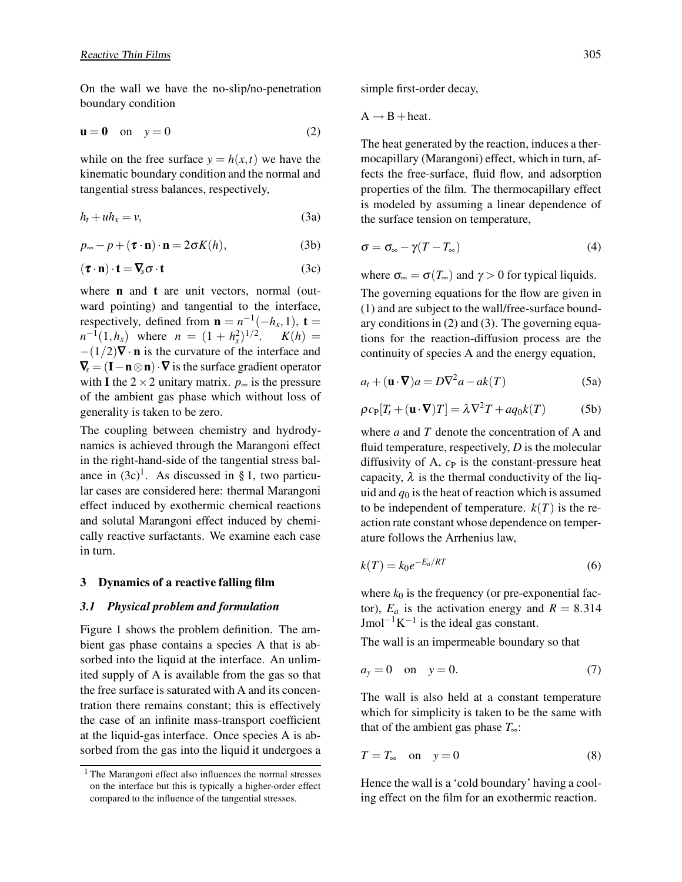On the wall we have the no-slip/no-penetration boundary condition

$$\mathbf{u} = \mathbf{0} \quad \text{on} \quad y = 0 \tag{2}$$

while on the free surface $y = h(x,t)$ we have the kinematic boundary condition and the normal and tangential stress balances, respectively,

$$h_t + u h_x = v, \tag{3a}$$

$$p_\infty - p + (\boldsymbol{\tau} \cdot \mathbf{n}) \cdot \mathbf{n} = 2\sigma K(h), \tag{3b}$$

$$(\boldsymbol{\tau} \cdot \mathbf{n}) \cdot \mathbf{t} = \boldsymbol{\nabla}_s \sigma \cdot \mathbf{t} \tag{3c}$$

where $\mathbf{n}$ and $\mathbf{t}$ are unit vectors, normal (outward pointing) and tangential to the interface, respectively, defined from $\mathbf{n} = n^{-1}(-h_x, 1)$, $\mathbf{t} = n^{-1}(1, h_x)$ where $n = (1 + h_x^2)^{1/2}$. $K(h) = -(1/2)\boldsymbol{\nabla} \cdot \mathbf{n}$ is the curvature of the interface and $\boldsymbol{\nabla}_s = (\mathbf{I} - \mathbf{n} \otimes \mathbf{n}) \cdot \boldsymbol{\nabla}$ is the surface gradient operator with $\mathbf{I}$ the $2 \times 2$ unitary matrix. $p_\infty$ is the pressure of the ambient gas phase which without loss of generality is taken to be zero.

The coupling between chemistry and hydrodynamics is achieved through the Marangoni effect in the right-hand-side of the tangential stress balance in (3c)[1]. As discussed in § 1, two particular cases are considered here: thermal Marangoni effect induced by exothermic chemical reactions and solutal Marangoni effect induced by chemically reactive surfactants. We examine each case in turn.

## 3 Dynamics of a reactive falling film

### 3.1 Physical problem and formulation

Figure 1 shows the problem definition. The ambient gas phase contains a species A that is absorbed into the liquid at the interface. An unlimited supply of A is available from the gas so that the free surface is saturated with A and its concentration there remains constant; this is effectively the case of an infinite mass-transport coefficient at the liquid-gas interface. Once species A is absorbed from the gas into the liquid it undergoes a simple first-order decay,

$$\text{A} \rightarrow \text{B} + \text{heat}.$$

The heat generated by the reaction, induces a thermocapillary (Marangoni) effect, which in turn, affects the free-surface, fluid flow, and adsorption properties of the film. The thermocapillary effect is modeled by assuming a linear dependence of the surface tension on temperature,

$$\sigma = \sigma_\infty - \gamma(T - T_\infty) \tag{4}$$

where $\sigma_\infty = \sigma(T_\infty)$ and $\gamma > 0$ for typical liquids.

The governing equations for the flow are given in (1) and are subject to the wall/free-surface boundary conditions in (2) and (3). The governing equations for the reaction-diffusion process are the continuity of species A and the energy equation,

$$a_t + (\mathbf{u} \cdot \boldsymbol{\nabla})a = D\nabla^2 a - ak(T) \tag{5a}$$

$$\rho c_\mathrm{P}[T_t + (\mathbf{u} \cdot \boldsymbol{\nabla})T] = \lambda \nabla^2 T + a q_0 k(T) \tag{5b}$$

where $a$ and $T$ denote the concentration of A and fluid temperature, respectively, $D$ is the molecular diffusivity of A, $c_\mathrm{P}$ is the constant-pressure heat capacity, $\lambda$ is the thermal conductivity of the liquid and $q_0$ is the heat of reaction which is assumed to be independent of temperature. $k(T)$ is the reaction rate constant whose dependence on temperature follows the Arrhenius law,

$$k(T) = k_0 e^{-E_a/RT} \tag{6}$$

where $k_0$ is the frequency (or pre-exponential factor), $E_a$ is the activation energy and $R = 8.314$ $\mathrm{J mol^{-1} K^{-1}}$ is the ideal gas constant.

The wall is an impermeable boundary so that

$$a_y = 0 \quad \text{on} \quad y = 0. \tag{7}$$

The wall is also held at a constant temperature which for simplicity is taken to be the same with that of the ambient gas phase $T_\infty$:

$$T = T_\infty \quad \text{on} \quad y = 0 \tag{8}$$

Hence the wall is a 'cold boundary' having a cooling effect on the film for an exothermic reaction.

[1] The Marangoni effect also influences the normal stresses on the interface but this is typically a higher-order effect compared to the influence of the tangential stresses.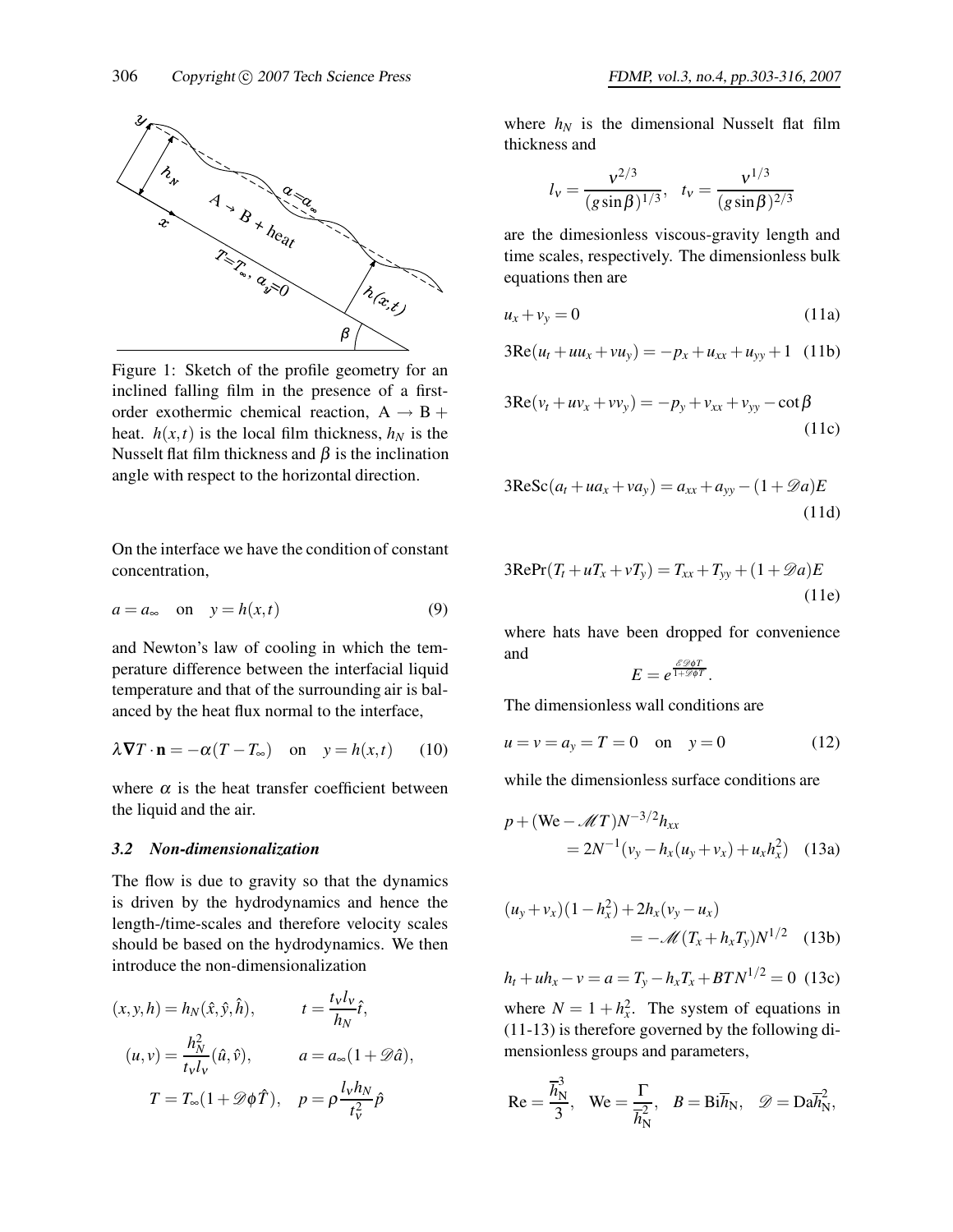Figure 1: Sketch of the profile geometry for an inclined falling film in the presence of a first-order exothermic chemical reaction, A → B + heat. $h(x,t)$ is the local film thickness, $h_N$ is the Nusselt flat film thickness and $\beta$ is the inclination angle with respect to the horizontal direction.

On the interface we have the condition of constant concentration,

$$a = a_\infty \quad \text{on} \quad y = h(x,t) \tag{9}$$

and Newton's law of cooling in which the temperature difference between the interfacial liquid temperature and that of the surrounding air is balanced by the heat flux normal to the interface,

$$\lambda \nabla T \cdot \mathbf{n} = -\alpha (T - T_\infty) \quad \text{on} \quad y = h(x,t) \tag{10}$$

where $\alpha$ is the heat transfer coefficient between the liquid and the air.

### 3.2 Non-dimensionalization

The flow is due to gravity so that the dynamics is driven by the hydrodynamics and hence the length-/time-scales and therefore velocity scales should be based on the hydrodynamics. We then introduce the non-dimensionalization

$$(x,y,h) = h_N(\hat{x},\hat{y},\hat{h}), \qquad t = \frac{t_\nu l_\nu}{h_N}\hat{t},$$

$$(u,v) = \frac{h_N^2}{t_\nu l_\nu}(\hat{u},\hat{v}), \qquad a = a_\infty(1+\mathscr{D}\hat{a}),$$

$$T = T_\infty(1+\mathscr{D}\phi\hat{T}), \quad p = \rho\frac{l_\nu h_N}{t_\nu^2}\hat{p}$$

where $h_N$ is the dimensional Nusselt flat film thickness and

$$l_\nu = \frac{\nu^{2/3}}{(g\sin\beta)^{1/3}}, \quad t_\nu = \frac{\nu^{1/3}}{(g\sin\beta)^{2/3}}$$

are the dimesionless viscous-gravity length and time scales, respectively. The dimensionless bulk equations then are

$$u_x + v_y = 0 \tag{11a}$$

$$3\mathrm{Re}(u_t + uu_x + vu_y) = -p_x + u_{xx} + u_{yy} + 1 \tag{11b}$$

$$3\mathrm{Re}(v_t + uv_x + vv_y) = -p_y + v_{xx} + v_{yy} - \cot\beta \tag{11c}$$

$$3\mathrm{ReSc}(a_t + ua_x + va_y) = a_{xx} + a_{yy} - (1+\mathscr{D}a)E \tag{11d}$$

$$3\mathrm{RePr}(T_t + uT_x + vT_y) = T_{xx} + T_{yy} + (1+\mathscr{D}a)E \tag{11e}$$

where hats have been dropped for convenience and

$$E = e^{\frac{\mathscr{E}\mathscr{D}\phi T}{1+\mathscr{D}\phi T}}.$$

The dimensionless wall conditions are

$$u = v = a_y = T = 0 \quad \text{on} \quad y = 0 \tag{12}$$

while the dimensionless surface conditions are

$$p + (\mathrm{We} - \mathscr{M}T)N^{-3/2}h_{xx} = 2N^{-1}(v_y - h_x(u_y + v_x) + u_x h_x^2) \tag{13a}$$

$$(u_y + v_x)(1 - h_x^2) + 2h_x(v_y - u_x) = -\mathscr{M}(T_x + h_x T_y)N^{1/2} \tag{13b}$$

$$h_t + uh_x - v = a = T_y - h_x T_x + BTN^{1/2} = 0 \tag{13c}$$

where $N = 1 + h_x^2$. The system of equations in (11-13) is therefore governed by the following dimensionless groups and parameters,

$$\mathrm{Re} = \frac{\overline{h}_\mathrm{N}^3}{3}, \quad \mathrm{We} = \frac{\Gamma}{\overline{h}_\mathrm{N}^2}, \quad B = \mathrm{Bi}\overline{h}_\mathrm{N}, \quad \mathscr{D} = \mathrm{Da}\overline{h}_\mathrm{N}^2,$$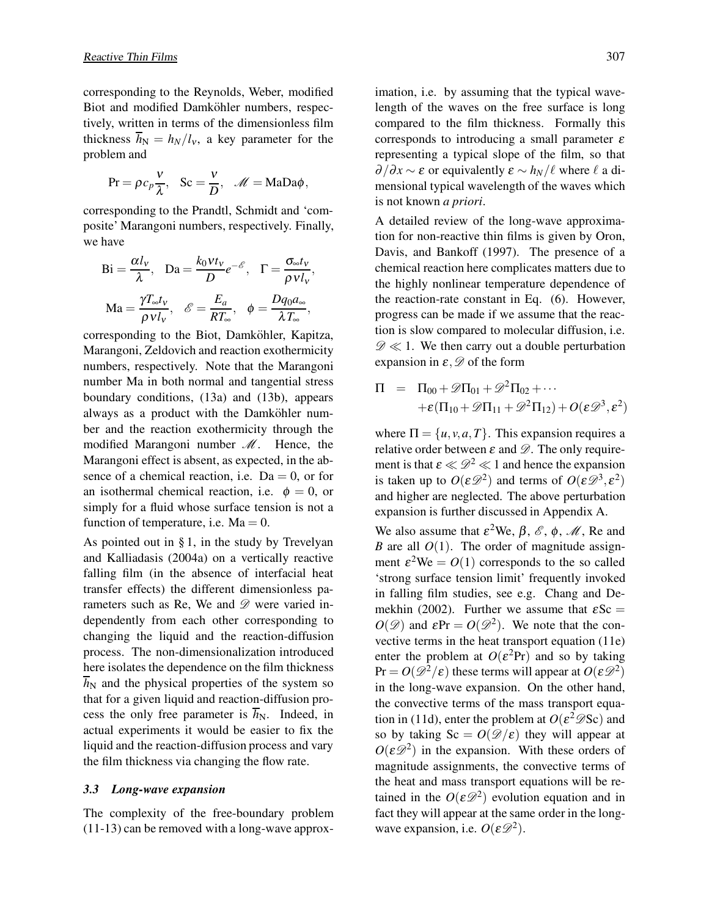corresponding to the Reynolds, Weber, modified Biot and modified Damköhler numbers, respectively, written in terms of the dimensionless film thickness $\overline{h}_{\rm N} = h_N/l_\nu$, a key parameter for the problem and

$$\mathrm{Pr} = \rho c_p \frac{\nu}{\lambda}, \quad \mathrm{Sc} = \frac{\nu}{D}, \quad \mathscr{M} = \mathrm{MaDa}\phi,$$

corresponding to the Prandtl, Schmidt and 'composite' Marangoni numbers, respectively. Finally, we have

$$\mathrm{Bi} = \frac{\alpha l_\nu}{\lambda}, \quad \mathrm{Da} = \frac{k_0 \nu t_\nu}{D} e^{-\mathscr{E}}, \quad \Gamma = \frac{\sigma_\infty t_\nu}{\rho \nu l_\nu},$$

$$\mathrm{Ma} = \frac{\gamma T_\infty t_\nu}{\rho \nu l_\nu}, \quad \mathscr{E} = \frac{E_a}{RT_\infty}, \quad \phi = \frac{D q_0 a_\infty}{\lambda T_\infty},$$

corresponding to the Biot, Damköhler, Kapitza, Marangoni, Zeldovich and reaction exothermicity numbers, respectively. Note that the Marangoni number Ma in both normal and tangential stress boundary conditions, (13a) and (13b), appears always as a product with the Damköhler number and the reaction exothermicity through the modified Marangoni number $\mathscr{M}$. Hence, the Marangoni effect is absent, as expected, in the absence of a chemical reaction, i.e. $\mathrm{Da} = 0$, or for an isothermal chemical reaction, i.e. $\phi = 0$, or simply for a fluid whose surface tension is not a function of temperature, i.e. $\mathrm{Ma} = 0$.

As pointed out in § 1, in the study by Trevelyan and Kalliadasis (2004a) on a vertically reactive falling film (in the absence of interfacial heat transfer effects) the different dimensionless parameters such as Re, We and $\mathscr{D}$ were varied independently from each other corresponding to changing the liquid and the reaction-diffusion process. The non-dimensionalization introduced here isolates the dependence on the film thickness $\overline{h}_{\rm N}$ and the physical properties of the system so that for a given liquid and reaction-diffusion process the only free parameter is $\overline{h}_{\rm N}$. Indeed, in actual experiments it would be easier to fix the liquid and the reaction-diffusion process and vary the film thickness via changing the flow rate.

### 3.3 Long-wave expansion

The complexity of the free-boundary problem (11-13) can be removed with a long-wave approximation, i.e. by assuming that the typical wavelength of the waves on the free surface is long compared to the film thickness. Formally this corresponds to introducing a small parameter $\varepsilon$ representing a typical slope of the film, so that $\partial/\partial x \sim \varepsilon$ or equivalently $\varepsilon \sim h_N/\ell$ where $\ell$ a dimensional typical wavelength of the waves which is not known *a priori*.

A detailed review of the long-wave approximation for non-reactive thin films is given by Oron, Davis, and Bankoff (1997). The presence of a chemical reaction here complicates matters due to the highly nonlinear temperature dependence of the reaction-rate constant in Eq. (6). However, progress can be made if we assume that the reaction is slow compared to molecular diffusion, i.e. $\mathscr{D} \ll 1$. We then carry out a double perturbation expansion in $\varepsilon, \mathscr{D}$ of the form

$$\begin{aligned}\Pi &= \Pi_{00} + \mathscr{D}\Pi_{01} + \mathscr{D}^2\Pi_{02} + \cdots \\ &\quad + \varepsilon(\Pi_{10} + \mathscr{D}\Pi_{11} + \mathscr{D}^2\Pi_{12}) + O(\varepsilon\mathscr{D}^3, \varepsilon^2)\end{aligned}$$

where $\Pi = \{u, v, a, T\}$. This expansion requires a relative order between $\varepsilon$ and $\mathscr{D}$. The only requirement is that $\varepsilon \ll \mathscr{D}^2 \ll 1$ and hence the expansion is taken up to $O(\varepsilon\mathscr{D}^2)$ and terms of $O(\varepsilon\mathscr{D}^3, \varepsilon^2)$ and higher are neglected. The above perturbation expansion is further discussed in Appendix A.

We also assume that $\varepsilon^2\mathrm{We}$, $\beta$, $\mathscr{E}$, $\phi$, $\mathscr{M}$, Re and $B$ are all $O(1)$. The order of magnitude assignment $\varepsilon^2\mathrm{We} = O(1)$ corresponds to the so called 'strong surface tension limit' frequently invoked in falling film studies, see e.g. Chang and Demekhin (2002). Further we assume that $\varepsilon\mathrm{Sc} = O(\mathscr{D})$ and $\varepsilon\mathrm{Pr} = O(\mathscr{D}^2)$. We note that the convective terms in the heat transport equation (11e) enter the problem at $O(\varepsilon^2\mathrm{Pr})$ and so by taking $\mathrm{Pr} = O(\mathscr{D}^2/\varepsilon)$ these terms will appear at $O(\varepsilon\mathscr{D}^2)$ in the long-wave expansion. On the other hand, the convective terms of the mass transport equation in (11d), enter the problem at $O(\varepsilon^2\mathscr{D}\mathrm{Sc})$ and so by taking $\mathrm{Sc} = O(\mathscr{D}/\varepsilon)$ they will appear at $O(\varepsilon\mathscr{D}^2)$ in the expansion. With these orders of magnitude assignments, the convective terms of the heat and mass transport equations will be retained in the $O(\varepsilon\mathscr{D}^2)$ evolution equation and in fact they will appear at the same order in the long-wave expansion, i.e. $O(\varepsilon\mathscr{D}^2)$.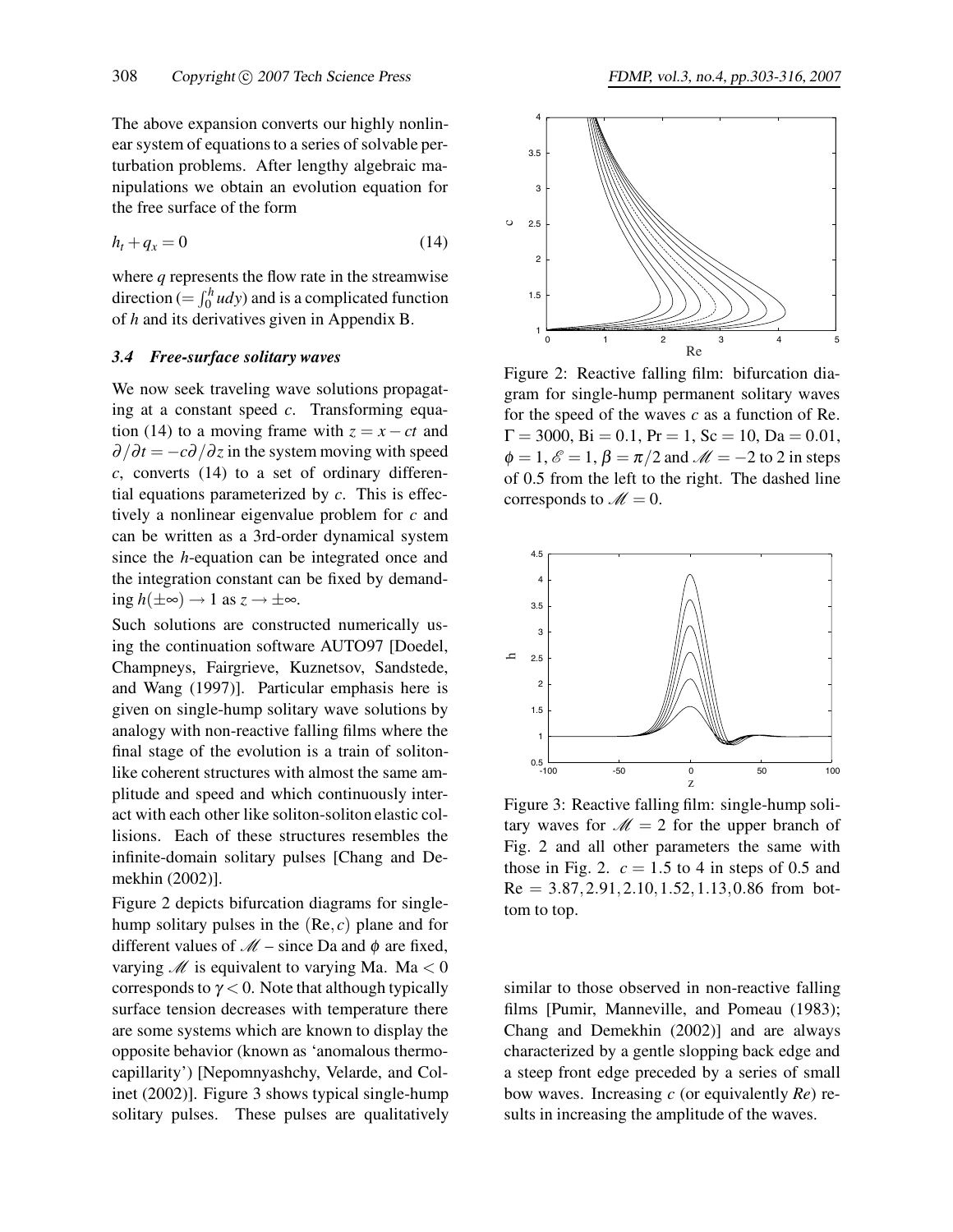The above expansion converts our highly nonlinear system of equations to a series of solvable perturbation problems. After lengthy algebraic manipulations we obtain an evolution equation for the free surface of the form

$$h_t + q_x = 0 \tag{14}$$

where $q$ represents the flow rate in the streamwise direction ($= \int_0^h u dy$) and is a complicated function of $h$ and its derivatives given in Appendix B.

### 3.4 Free-surface solitary waves

We now seek traveling wave solutions propagating at a constant speed $c$. Transforming equation (14) to a moving frame with $z = x - ct$ and $\partial/\partial t = -c\partial/\partial z$ in the system moving with speed $c$, converts (14) to a set of ordinary differential equations parameterized by $c$. This is effectively a nonlinear eigenvalue problem for $c$ and can be written as a 3rd-order dynamical system since the $h$-equation can be integrated once and the integration constant can be fixed by demanding $h(\pm\infty) \to 1$ as $z \to \pm\infty$.

Such solutions are constructed numerically using the continuation software AUTO97 [Doedel, Champneys, Fairgrieve, Kuznetsov, Sandstede, and Wang (1997)]. Particular emphasis here is given on single-hump solitary wave solutions by analogy with non-reactive falling films where the final stage of the evolution is a train of soliton-like coherent structures with almost the same amplitude and speed and which continuously interact with each other like soliton-soliton elastic collisions. Each of these structures resembles the infinite-domain solitary pulses [Chang and Demekhin (2002)].

Figure 2 depicts bifurcation diagrams for single-hump solitary pulses in the $(\mathrm{Re}, c)$ plane and for different values of $\mathscr{M}$ – since Da and $\phi$ are fixed, varying $\mathscr{M}$ is equivalent to varying Ma. $\mathrm{Ma} < 0$ corresponds to $\gamma < 0$. Note that although typically surface tension decreases with temperature there are some systems which are known to display the opposite behavior (known as 'anomalous thermocapillarity') [Nepomnyashchy, Velarde, and Colinet (2002)]. Figure 3 shows typical single-hump solitary pulses. These pulses are qualitatively similar to those observed in non-reactive falling films [Pumir, Manneville, and Pomeau (1983); Chang and Demekhin (2002)] and are always characterized by a gentle slopping back edge and a steep front edge preceded by a series of small bow waves. Increasing $c$ (or equivalently *Re*) results in increasing the amplitude of the waves.

Figure 2: Reactive falling film: bifurcation diagram for single-hump permanent solitary waves for the speed of the waves $c$ as a function of Re. $\Gamma = 3000$, $\mathrm{Bi} = 0.1$, $\mathrm{Pr} = 1$, $\mathrm{Sc} = 10$, $\mathrm{Da} = 0.01$, $\phi = 1$, $\mathscr{E} = 1$, $\beta = \pi/2$ and $\mathscr{M} = -2$ to 2 in steps of 0.5 from the left to the right. The dashed line corresponds to $\mathscr{M} = 0$.

Figure 3: Reactive falling film: single-hump solitary waves for $\mathscr{M} = 2$ for the upper branch of Fig. 2 and all other parameters the same with those in Fig. 2. $c = 1.5$ to 4 in steps of 0.5 and $\mathrm{Re} = 3.87, 2.91, 2.10, 1.52, 1.13, 0.86$ from bottom to top.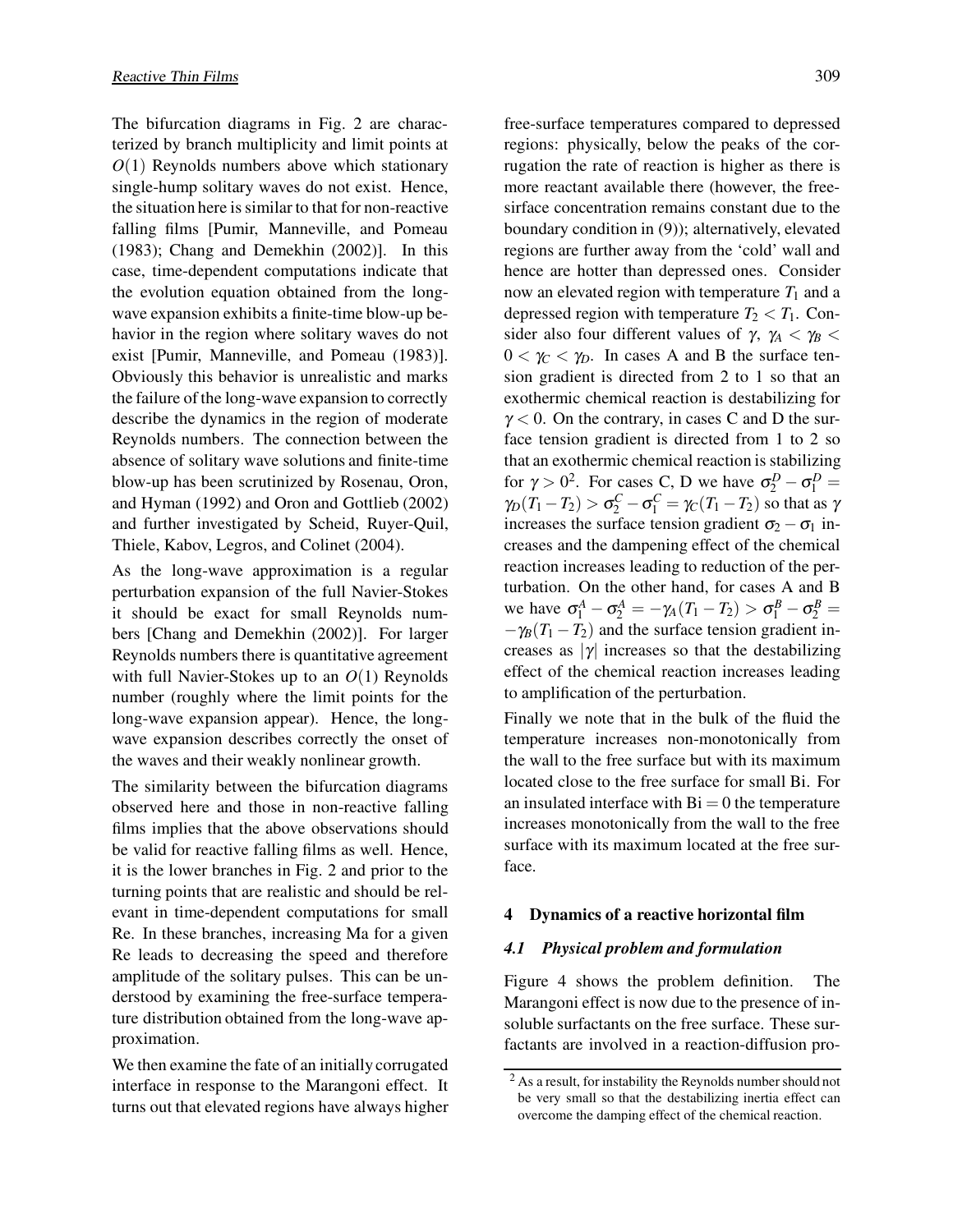The bifurcation diagrams in Fig. 2 are characterized by branch multiplicity and limit points at $O(1)$ Reynolds numbers above which stationary single-hump solitary waves do not exist. Hence, the situation here is similar to that for non-reactive falling films [Pumir, Manneville, and Pomeau (1983); Chang and Demekhin (2002)]. In this case, time-dependent computations indicate that the evolution equation obtained from the long-wave expansion exhibits a finite-time blow-up behavior in the region where solitary waves do not exist [Pumir, Manneville, and Pomeau (1983)]. Obviously this behavior is unrealistic and marks the failure of the long-wave expansion to correctly describe the dynamics in the region of moderate Reynolds numbers. The connection between the absence of solitary wave solutions and finite-time blow-up has been scrutinized by Rosenau, Oron, and Hyman (1992) and Oron and Gottlieb (2002) and further investigated by Scheid, Ruyer-Quil, Thiele, Kabov, Legros, and Colinet (2004).

As the long-wave approximation is a regular perturbation expansion of the full Navier-Stokes it should be exact for small Reynolds numbers [Chang and Demekhin (2002)]. For larger Reynolds numbers there is quantitative agreement with full Navier-Stokes up to an $O(1)$ Reynolds number (roughly where the limit points for the long-wave expansion appear). Hence, the long-wave expansion describes correctly the onset of the waves and their weakly nonlinear growth.

The similarity between the bifurcation diagrams observed here and those in non-reactive falling films implies that the above observations should be valid for reactive falling films as well. Hence, it is the lower branches in Fig. 2 and prior to the turning points that are realistic and should be relevant in time-dependent computations for small Re. In these branches, increasing Ma for a given Re leads to decreasing the speed and therefore amplitude of the solitary pulses. This can be understood by examining the free-surface temperature distribution obtained from the long-wave approximation.

We then examine the fate of an initially corrugated interface in response to the Marangoni effect. It turns out that elevated regions have always higher free-surface temperatures compared to depressed regions: physically, below the peaks of the corrugation the rate of reaction is higher as there is more reactant available there (however, the free-sirface concentration remains constant due to the boundary condition in (9)); alternatively, elevated regions are further away from the 'cold' wall and hence are hotter than depressed ones. Consider now an elevated region with temperature $T_1$ and a depressed region with temperature $T_2 < T_1$. Consider also four different values of $\gamma$, $\gamma_A < \gamma_B < 0 < \gamma_C < \gamma_D$. In cases A and B the surface tension gradient is directed from 2 to 1 so that an exothermic chemical reaction is destabilizing for $\gamma < 0$. On the contrary, in cases C and D the surface tension gradient is directed from 1 to 2 so that an exothermic chemical reaction is stabilizing for $\gamma > 0$[2]. For cases C, D we have $\sigma_2^D - \sigma_1^D = \gamma_D(T_1 - T_2) > \sigma_2^C - \sigma_1^C = \gamma_C(T_1 - T_2)$ so that as $\gamma$ increases the surface tension gradient $\sigma_2 - \sigma_1$ increases and the dampening effect of the chemical reaction increases leading to reduction of the perturbation. On the other hand, for cases A and B we have $\sigma_1^A - \sigma_2^A = -\gamma_A(T_1 - T_2) > \sigma_1^B - \sigma_2^B = -\gamma_B(T_1 - T_2)$ and the surface tension gradient increases as $|\gamma|$ increases so that the destabilizing effect of the chemical reaction increases leading to amplification of the perturbation.

Finally we note that in the bulk of the fluid the temperature increases non-monotonically from the wall to the free surface but with its maximum located close to the free surface for small Bi. For an insulated interface with $\mathrm{Bi} = 0$ the temperature increases monotonically from the wall to the free surface with its maximum located at the free surface.

## 4 Dynamics of a reactive horizontal film

### 4.1 Physical problem and formulation

Figure 4 shows the problem definition. The Marangoni effect is now due to the presence of insoluble surfactants on the free surface. These surfactants are involved in a reaction-diffusion pro-

[2] As a result, for instability the Reynolds number should not be very small so that the destabilizing inertia effect can overcome the damping effect of the chemical reaction.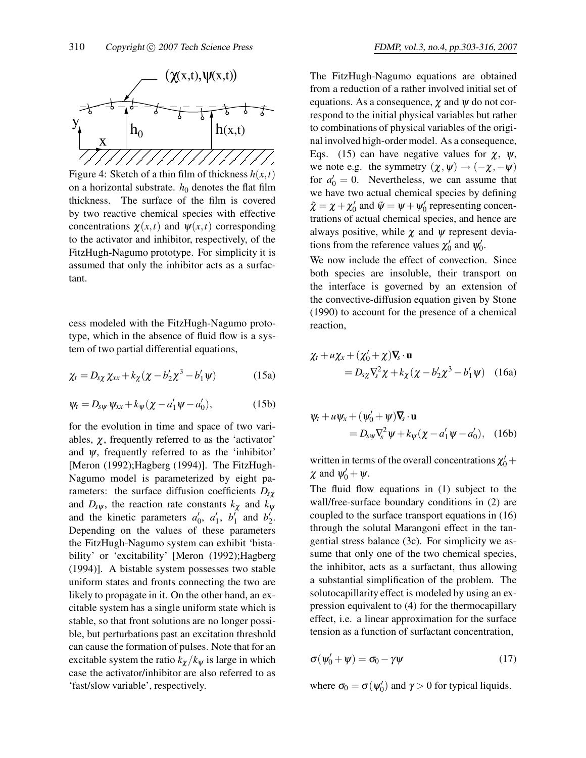Figure 4: Sketch of a thin film of thickness $h(x,t)$ on a horizontal substrate. $h_0$ denotes the flat film thickness. The surface of the film is covered by two reactive chemical species with effective concentrations $\chi(x,t)$ and $\psi(x,t)$ corresponding to the activator and inhibitor, respectively, of the FitzHugh-Nagumo prototype. For simplicity it is assumed that only the inhibitor acts as a surfactant.

cess modeled with the FitzHugh-Nagumo prototype, which in the absence of fluid flow is a system of two partial differential equations,

$$\chi_t = D_{s\chi}\,\chi_{xx} + k_\chi(\chi - b_2'\chi^3 - b_1'\psi) \tag{15a}$$

$$\psi_t = D_{s\psi}\,\psi_{xx} + k_\psi(\chi - a_1'\psi - a_0'), \tag{15b}$$

for the evolution in time and space of two variables, $\chi$, frequently referred to as the 'activator' and $\psi$, frequently referred to as the 'inhibitor' [Meron (1992);Hagberg (1994)]. The FitzHugh-Nagumo model is parameterized by eight parameters: the surface diffusion coefficients $D_{s\chi}$ and $D_{s\psi}$, the reaction rate constants $k_\chi$ and $k_\psi$ and the kinetic parameters $a_0'$, $a_1'$, $b_1'$ and $b_2'$. Depending on the values of these parameters the FitzHugh-Nagumo system can exhibit 'bistability' or 'excitability' [Meron (1992);Hagberg (1994)]. A bistable system possesses two stable uniform states and fronts connecting the two are likely to propagate in it. On the other hand, an excitable system has a single uniform state which is stable, so that front solutions are no longer possible, but perturbations past an excitation threshold can cause the formation of pulses. Note that for an excitable system the ratio $k_\chi/k_\psi$ is large in which case the activator/inhibitor are also referred to as 'fast/slow variable', respectively.

The FitzHugh-Nagumo equations are obtained from a reduction of a rather involved initial set of equations. As a consequence, $\chi$ and $\psi$ do not correspond to the initial physical variables but rather to combinations of physical variables of the original involved high-order model. As a consequence, Eqs. (15) can have negative values for $\chi$, $\psi$, we note e.g. the symmetry $(\chi,\psi) \to (-\chi,-\psi)$ for $a_0' = 0$. Nevertheless, we can assume that we have two actual chemical species by defining $\tilde{\chi} = \chi + \chi_0'$ and $\tilde{\psi} = \psi + \psi_0'$ representing concentrations of actual chemical species, and hence are always positive, while $\chi$ and $\psi$ represent deviations from the reference values $\chi_0'$ and $\psi_0'$.

We now include the effect of convection. Since both species are insoluble, their transport on the interface is governed by an extension of the convective-diffusion equation given by Stone (1990) to account for the presence of a chemical reaction,

$$\chi_t + u\chi_x + (\chi_0' + \chi)\nabla_s\cdot\mathbf{u} = D_{s\chi}\nabla_s^2\chi + k_\chi(\chi - b_2'\chi^3 - b_1'\psi) \tag{16a}$$

$$\psi_t + u\psi_x + (\psi_0' + \psi)\nabla_s\cdot\mathbf{u} = D_{s\psi}\nabla_s^2\psi + k_\psi(\chi - a_1'\psi - a_0'), \tag{16b}$$

written in terms of the overall concentrations $\chi_0' + \chi$ and $\psi_0' + \psi$.

The fluid flow equations in (1) subject to the wall/free-surface boundary conditions in (2) are coupled to the surface transport equations in (16) through the solutal Marangoni effect in the tangential stress balance (3c). For simplicity we assume that only one of the two chemical species, the inhibitor, acts as a surfactant, thus allowing a substantial simplification of the problem. The solutocapillarity effect is modeled by using an expression equivalent to (4) for the thermocapillary effect, i.e. a linear approximation for the surface tension as a function of surfactant concentration,

$$\sigma(\psi_0' + \psi) = \sigma_0 - \gamma\psi \tag{17}$$

where $\sigma_0 = \sigma(\psi_0')$ and $\gamma > 0$ for typical liquids.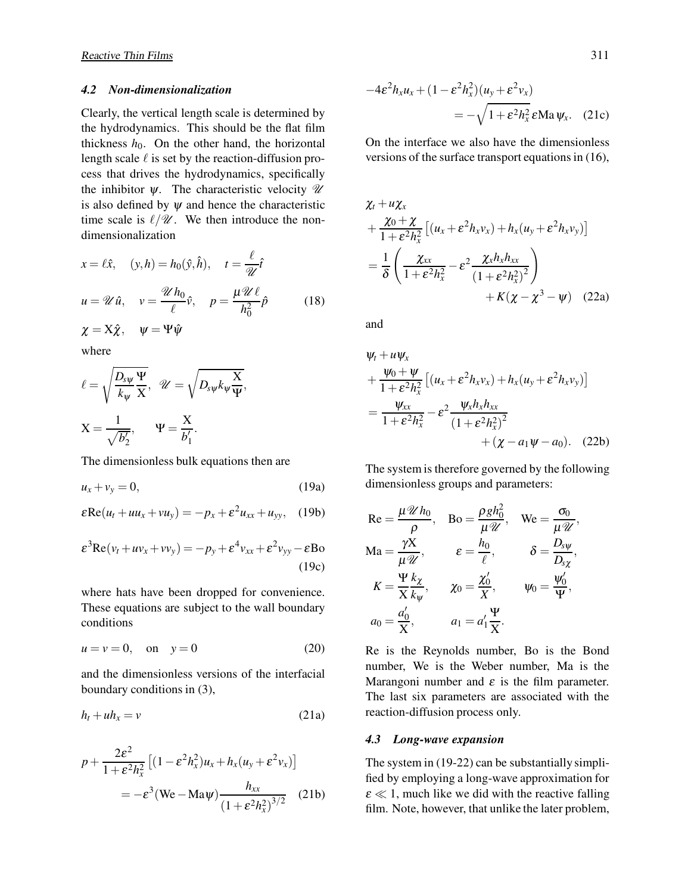### 4.2 Non-dimensionalization

Clearly, the vertical length scale is determined by the hydrodynamics. This should be the flat film thickness $h_0$. On the other hand, the horizontal length scale $\ell$ is set by the reaction-diffusion process that drives the hydrodynamics, specifically the inhibitor $\psi$. The characteristic velocity $\mathscr{U}$ is also defined by $\psi$ and hence the characteristic time scale is $\ell/\mathscr{U}$. We then introduce the non-dimensionalization

$$
\begin{aligned}
&x = \ell\hat{x}, \quad (y,h) = h_0(\hat{y},\hat{h}), \quad t = \frac{\ell}{\mathscr{U}}\hat{t} \\
&u = \mathscr{U}\hat{u}, \quad v = \frac{\mathscr{U}h_0}{\ell}\hat{v}, \quad p = \frac{\mu\mathscr{U}\ell}{h_0^2}\hat{p} \\
&\chi = \mathrm{X}\hat{\chi}, \quad \psi = \Psi\hat{\psi}
\end{aligned}
\tag{18}
$$

where

$$
\ell = \sqrt{\frac{D_{s\psi}}{k_\psi}\frac{\Psi}{\mathrm{X}}}, \quad \mathscr{U} = \sqrt{D_{s\psi}k_\psi\frac{\mathrm{X}}{\Psi}},
$$

$$
\mathrm{X} = \frac{1}{\sqrt{b_2'}}, \qquad \Psi = \frac{\mathrm{X}}{b_1'}.
$$

The dimensionless bulk equations then are

$$
u_x + v_y = 0, \tag{19a}
$$

$$
\varepsilon\mathrm{Re}(u_t + uu_x + vu_y) = -p_x + \varepsilon^2 u_{xx} + u_{yy}, \tag{19b}
$$

$$
\varepsilon^3\mathrm{Re}(v_t + uv_x + vv_y) = -p_y + \varepsilon^4 v_{xx} + \varepsilon^2 v_{yy} - \varepsilon\mathrm{Bo} \tag{19c}
$$

where hats have been dropped for convenience. These equations are subject to the wall boundary conditions

$$
u = v = 0, \quad \text{on} \quad y = 0 \tag{20}
$$

and the dimensionless versions of the interfacial boundary conditions in (3),

$$
h_t + uh_x = v \tag{21a}
$$

$$
p + \frac{2\varepsilon^2}{1+\varepsilon^2 h_x^2}\left[(1-\varepsilon^2 h_x^2)u_x + h_x(u_y + \varepsilon^2 v_x)\right] = -\varepsilon^3(\mathrm{We} - \mathrm{Ma}\psi)\frac{h_{xx}}{(1+\varepsilon^2 h_x^2)^{3/2}} \tag{21b}
$$

$$
-4\varepsilon^2 h_x u_x + (1-\varepsilon^2 h_x^2)(u_y + \varepsilon^2 v_x) = -\sqrt{1+\varepsilon^2 h_x^2}\,\varepsilon\mathrm{Ma}\,\psi_x. \tag{21c}
$$

On the interface we also have the dimensionless versions of the surface transport equations in (16),

$$
\begin{aligned}
&\chi_t + u\chi_x \\
&+ \frac{\chi_0 + \chi}{1+\varepsilon^2 h_x^2}\left[(u_x + \varepsilon^2 h_x v_x) + h_x(u_y + \varepsilon^2 h_x v_y)\right] \\
&= \frac{1}{\delta}\left(\frac{\chi_{xx}}{1+\varepsilon^2 h_x^2} - \varepsilon^2\frac{\chi_x h_x h_{xx}}{(1+\varepsilon^2 h_x^2)^2}\right) \\
&\qquad + K(\chi - \chi^3 - \psi)
\end{aligned}
\tag{22a}
$$

and

$$
\begin{aligned}
&\psi_t + u\psi_x \\
&+ \frac{\psi_0 + \psi}{1+\varepsilon^2 h_x^2}\left[(u_x + \varepsilon^2 h_x v_x) + h_x(u_y + \varepsilon^2 h_x v_y)\right] \\
&= \frac{\psi_{xx}}{1+\varepsilon^2 h_x^2} - \varepsilon^2\frac{\psi_x h_x h_{xx}}{(1+\varepsilon^2 h_x^2)^2} \\
&\qquad + (\chi - a_1\psi - a_0).
\end{aligned}
\tag{22b}
$$

The system is therefore governed by the following dimensionless groups and parameters:

$$
\begin{aligned}
&\mathrm{Re} = \frac{\mu\mathscr{U}h_0}{\rho}, \quad \mathrm{Bo} = \frac{\rho g h_0^2}{\mu\mathscr{U}}, \quad \mathrm{We} = \frac{\sigma_0}{\mu\mathscr{U}}, \\
&\mathrm{Ma} = \frac{\gamma\mathrm{X}}{\mu\mathscr{U}}, \qquad \varepsilon = \frac{h_0}{\ell}, \qquad \delta = \frac{D_{s\psi}}{D_{s\chi}}, \\
&K = \frac{\Psi}{\mathrm{X}}\frac{k_\chi}{k_\psi}, \qquad \chi_0 = \frac{\chi_0'}{X}, \qquad \psi_0 = \frac{\psi_0'}{\Psi}, \\
&a_0 = \frac{a_0'}{\mathrm{X}}, \qquad a_1 = a_1'\frac{\Psi}{\mathrm{X}}.
\end{aligned}
$$

Re is the Reynolds number, Bo is the Bond number, We is the Weber number, Ma is the Marangoni number and $\varepsilon$ is the film parameter. The last six parameters are associated with the reaction-diffusion process only.

### 4.3 Long-wave expansion

The system in (19-22) can be substantially simplified by employing a long-wave approximation for $\varepsilon \ll 1$, much like we did with the reactive falling film. Note, however, that unlike the later problem,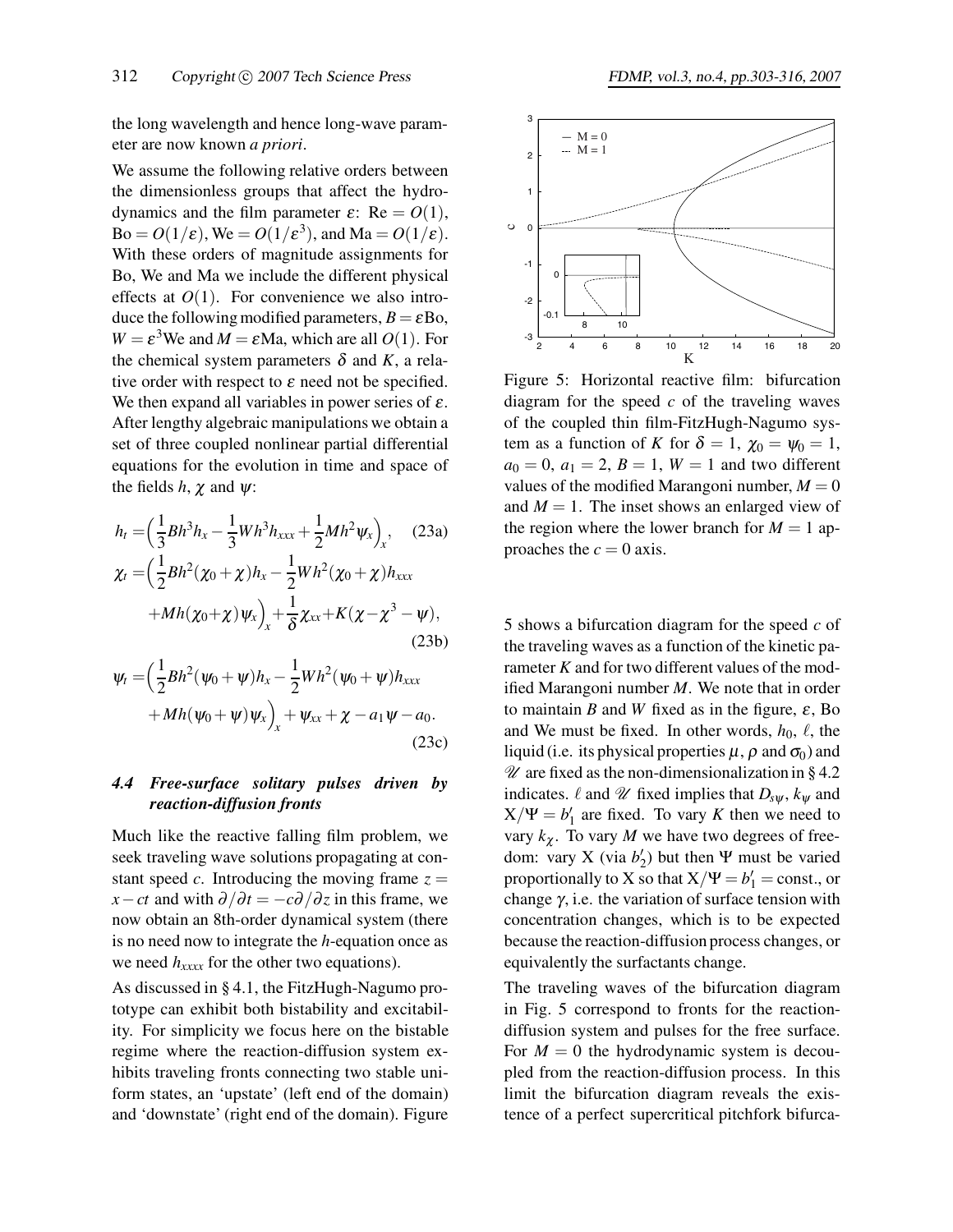the long wavelength and hence long-wave parameter are now known *a priori*.

We assume the following relative orders between the dimensionless groups that affect the hydrodynamics and the film parameter $\varepsilon$: $\mathrm{Re} = O(1)$, $\mathrm{Bo} = O(1/\varepsilon)$, $\mathrm{We} = O(1/\varepsilon^3)$, and $\mathrm{Ma} = O(1/\varepsilon)$. With these orders of magnitude assignments for Bo, We and Ma we include the different physical effects at $O(1)$. For convenience we also introduce the following modified parameters, $B = \varepsilon \mathrm{Bo}$, $W = \varepsilon^3 \mathrm{We}$ and $M = \varepsilon \mathrm{Ma}$, which are all $O(1)$. For the chemical system parameters $\delta$ and $K$, a relative order with respect to $\varepsilon$ need not be specified. We then expand all variables in power series of $\varepsilon$. After lengthy algebraic manipulations we obtain a set of three coupled nonlinear partial differential equations for the evolution in time and space of the fields $h$, $\chi$ and $\psi$:

$$h_t = \Big(\frac{1}{3}Bh^3 h_x - \frac{1}{3}Wh^3 h_{xxx} + \frac{1}{2}Mh^2\psi_x\Big)_x, \quad (23a)$$

$$\chi_t = \Big(\frac{1}{2}Bh^2(\chi_0+\chi)h_x - \frac{1}{2}Wh^2(\chi_0+\chi)h_{xxx} + Mh(\chi_0+\chi)\psi_x\Big)_x + \frac{1}{\delta}\chi_{xx} + K(\chi - \chi^3 - \psi), \quad (23b)$$

$$\psi_t = \Big(\frac{1}{2}Bh^2(\psi_0+\psi)h_x - \frac{1}{2}Wh^2(\psi_0+\psi)h_{xxx} + Mh(\psi_0+\psi)\psi_x\Big)_x + \psi_{xx} + \chi - a_1\psi - a_0. \quad (23c)$$

### 4.4 Free-surface solitary pulses driven by reaction-diffusion fronts

Much like the reactive falling film problem, we seek traveling wave solutions propagating at constant speed $c$. Introducing the moving frame $z = x - ct$ and with $\partial/\partial t = -c\partial/\partial z$ in this frame, we now obtain an 8th-order dynamical system (there is no need now to integrate the $h$-equation once as we need $h_{xxxx}$ for the other two equations).

As discussed in § 4.1, the FitzHugh-Nagumo prototype can exhibit both bistability and excitability. For simplicity we focus here on the bistable regime where the reaction-diffusion system exhibits traveling fronts connecting two stable uniform states, an 'upstate' (left end of the domain) and 'downstate' (right end of the domain). Figure 5 shows a bifurcation diagram for the speed $c$ of the traveling waves as a function of the kinetic parameter $K$ and for two different values of the modified Marangoni number $M$. We note that in order to maintain $B$ and $W$ fixed as in the figure, $\varepsilon$, Bo and We must be fixed. In other words, $h_0$, $\ell$, the liquid (i.e. its physical properties $\mu$, $\rho$ and $\sigma_0$) and $\mathscr{U}$ are fixed as the non-dimensionalization in § 4.2 indicates. $\ell$ and $\mathscr{U}$ fixed implies that $D_{s\psi}$, $k_\psi$ and $\mathrm{X}/\Psi = b_1'$ are fixed. To vary $K$ then we need to vary $k_\chi$. To vary $M$ we have two degrees of freedom: vary X (via $b_2'$) but then $\Psi$ must be varied proportionally to X so that $\mathrm{X}/\Psi = b_1' = \text{const.}$, or change $\gamma$, i.e. the variation of surface tension with concentration changes, which is to be expected because the reaction-diffusion process changes, or equivalently the surfactants change.

Figure 5: Horizontal reactive film: bifurcation diagram for the speed $c$ of the traveling waves of the coupled thin film-FitzHugh-Nagumo system as a function of $K$ for $\delta = 1$, $\chi_0 = \psi_0 = 1$, $a_0 = 0$, $a_1 = 2$, $B = 1$, $W = 1$ and two different values of the modified Marangoni number, $M = 0$ and $M = 1$. The inset shows an enlarged view of the region where the lower branch for $M = 1$ approaches the $c = 0$ axis.

The traveling waves of the bifurcation diagram in Fig. 5 correspond to fronts for the reaction-diffusion system and pulses for the free surface. For $M = 0$ the hydrodynamic system is decoupled from the reaction-diffusion process. In this limit the bifurcation diagram reveals the existence of a perfect supercritical pitchfork bifurca-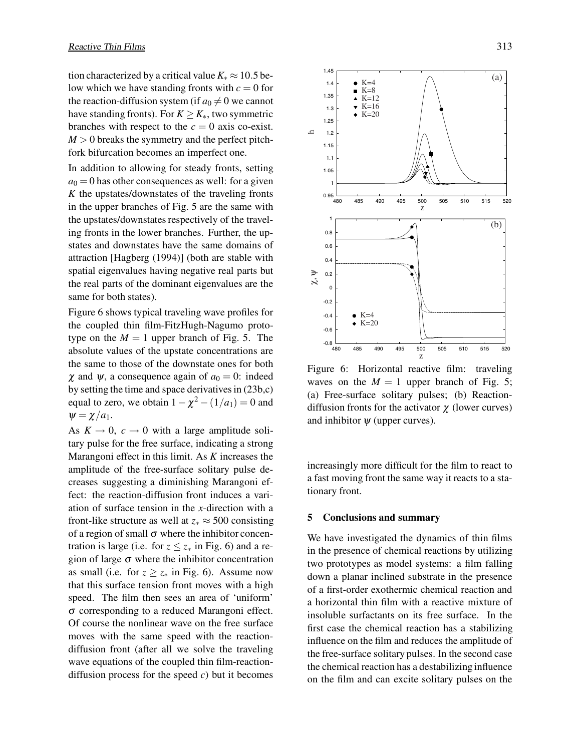tion characterized by a critical value $K_* \approx 10.5$ below which we have standing fronts with $c = 0$ for the reaction-diffusion system (if $a_0 \neq 0$ we cannot have standing fronts). For $K \geq K_*$, two symmetric branches with respect to the $c = 0$ axis co-exist. $M > 0$ breaks the symmetry and the perfect pitchfork bifurcation becomes an imperfect one.

In addition to allowing for steady fronts, setting $a_0 = 0$ has other consequences as well: for a given $K$ the upstates/downstates of the traveling fronts in the upper branches of Fig. 5 are the same with the upstates/downstates respectively of the traveling fronts in the lower branches. Further, the upstates and downstates have the same domains of attraction [Hagberg (1994)] (both are stable with spatial eigenvalues having negative real parts but the real parts of the dominant eigenvalues are the same for both states).

Figure 6 shows typical traveling wave profiles for the coupled thin film-FitzHugh-Nagumo prototype on the $M = 1$ upper branch of Fig. 5. The absolute values of the upstate concentrations are the same to those of the downstate ones for both $\chi$ and $\psi$, a consequence again of $a_0 = 0$: indeed by setting the time and space derivatives in (23b,c) equal to zero, we obtain $1 - \chi^2 - (1/a_1) = 0$ and $\psi = \chi/a_1$.

As $K \to 0$, $c \to 0$ with a large amplitude solitary pulse for the free surface, indicating a strong Marangoni effect in this limit. As $K$ increases the amplitude of the free-surface solitary pulse decreases suggesting a diminishing Marangoni effect: the reaction-diffusion front induces a variation of surface tension in the $x$-direction with a front-like structure as well at $z_* \approx 500$ consisting of a region of small $\sigma$ where the inhibitor concentration is large (i.e. for $z \leq z_*$ in Fig. 6) and a region of large $\sigma$ where the inhibitor concentration as small (i.e. for $z \geq z_*$ in Fig. 6). Assume now that this surface tension front moves with a high speed. The film then sees an area of 'uniform' $\sigma$ corresponding to a reduced Marangoni effect. Of course the nonlinear wave on the free surface moves with the same speed with the reaction-diffusion front (after all we solve the traveling wave equations of the coupled thin film-reaction-diffusion process for the speed $c$) but it becomes increasingly more difficult for the film to react to a fast moving front the same way it reacts to a stationary front.

Figure 6: Horizontal reactive film: traveling waves on the $M = 1$ upper branch of Fig. 5; (a) Free-surface solitary pulses; (b) Reaction-diffusion fronts for the activator $\chi$ (lower curves) and inhibitor $\psi$ (upper curves).

## 5 Conclusions and summary

We have investigated the dynamics of thin films in the presence of chemical reactions by utilizing two prototypes as model systems: a film falling down a planar inclined substrate in the presence of a first-order exothermic chemical reaction and a horizontal thin film with a reactive mixture of insoluble surfactants on its free surface. In the first case the chemical reaction has a stabilizing influence on the film and reduces the amplitude of the free-surface solitary pulses. In the second case the chemical reaction has a destabilizing influence on the film and can excite solitary pulses on the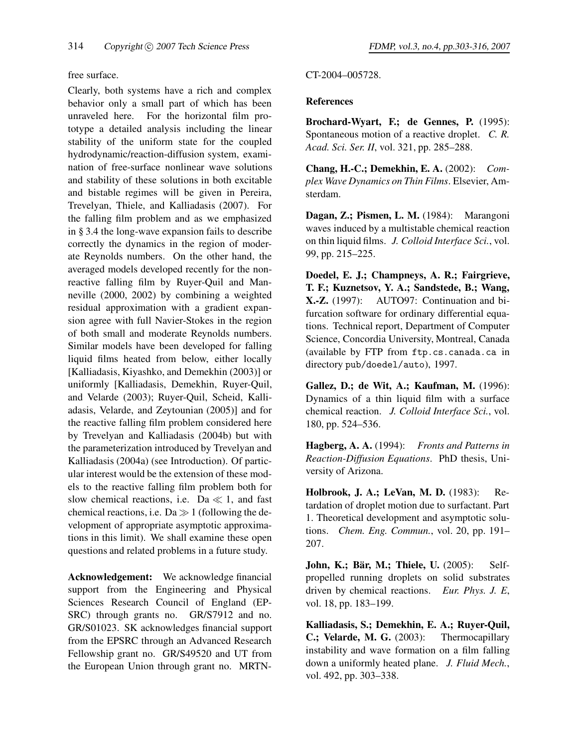free surface.

Clearly, both systems have a rich and complex behavior only a small part of which has been unraveled here. For the horizontal film prototype a detailed analysis including the linear stability of the uniform state for the coupled hydrodynamic/reaction-diffusion system, examination of free-surface nonlinear wave solutions and stability of these solutions in both excitable and bistable regimes will be given in Pereira, Trevelyan, Thiele, and Kalliadasis (2007). For the falling film problem and as we emphasized in § 3.4 the long-wave expansion fails to describe correctly the dynamics in the region of moderate Reynolds numbers. On the other hand, the averaged models developed recently for the nonreactive falling film by Ruyer-Quil and Manneville (2000, 2002) by combining a weighted residual approximation with a gradient expansion agree with full Navier-Stokes in the region of both small and moderate Reynolds numbers. Similar models have been developed for falling liquid films heated from below, either locally [Kalliadasis, Kiyashko, and Demekhin (2003)] or uniformly [Kalliadasis, Demekhin, Ruyer-Quil, and Velarde (2003); Ruyer-Quil, Scheid, Kalliadasis, Velarde, and Zeytounian (2005)] and for the reactive falling film problem considered here by Trevelyan and Kalliadasis (2004b) but with the parameterization introduced by Trevelyan and Kalliadasis (2004a) (see Introduction). Of particular interest would be the extension of these models to the reactive falling film problem both for slow chemical reactions, i.e. $\mathrm{Da} \ll 1$, and fast chemical reactions, i.e. $\mathrm{Da} \gg 1$ (following the development of appropriate asymptotic approximations in this limit). We shall examine these open questions and related problems in a future study.

**Acknowledgement:** We acknowledge financial support from the Engineering and Physical Sciences Research Council of England (EPSRC) through grants no. GR/S7912 and no. GR/S01023. SK acknowledges financial support from the EPSRC through an Advanced Research Fellowship grant no. GR/S49520 and UT from the European Union through grant no. MRTN-CT-2004–005728.

## References

**Brochard-Wyart, F.; de Gennes, P.** (1995): Spontaneous motion of a reactive droplet. *C. R. Acad. Sci. Ser. II*, vol. 321, pp. 285–288.

**Chang, H.-C.; Demekhin, E. A.** (2002): *Complex Wave Dynamics on Thin Films*. Elsevier, Amsterdam.

**Dagan, Z.; Pismen, L. M.** (1984): Marangoni waves induced by a multistable chemical reaction on thin liquid films. *J. Colloid Interface Sci.*, vol. 99, pp. 215–225.

**Doedel, E. J.; Champneys, A. R.; Fairgrieve, T. F.; Kuznetsov, Y. A.; Sandstede, B.; Wang, X.-Z.** (1997): AUTO97: Continuation and bifurcation software for ordinary differential equations. Technical report, Department of Computer Science, Concordia University, Montreal, Canada (available by FTP from `ftp.cs.canada.ca` in directory `pub/doedel/auto`), 1997.

**Gallez, D.; de Wit, A.; Kaufman, M.** (1996): Dynamics of a thin liquid film with a surface chemical reaction. *J. Colloid Interface Sci.*, vol. 180, pp. 524–536.

**Hagberg, A. A.** (1994): *Fronts and Patterns in Reaction-Diffusion Equations*. PhD thesis, University of Arizona.

**Holbrook, J. A.; LeVan, M. D.** (1983): Retardation of droplet motion due to surfactant. Part 1. Theoretical development and asymptotic solutions. *Chem. Eng. Commun.*, vol. 20, pp. 191–207.

**John, K.; Bär, M.; Thiele, U.** (2005): Self-propelled running droplets on solid substrates driven by chemical reactions. *Eur. Phys. J. E*, vol. 18, pp. 183–199.

**Kalliadasis, S.; Demekhin, E. A.; Ruyer-Quil, C.; Velarde, M. G.** (2003): Thermocapillary instability and wave formation on a film falling down a uniformly heated plane. *J. Fluid Mech.*, vol. 492, pp. 303–338.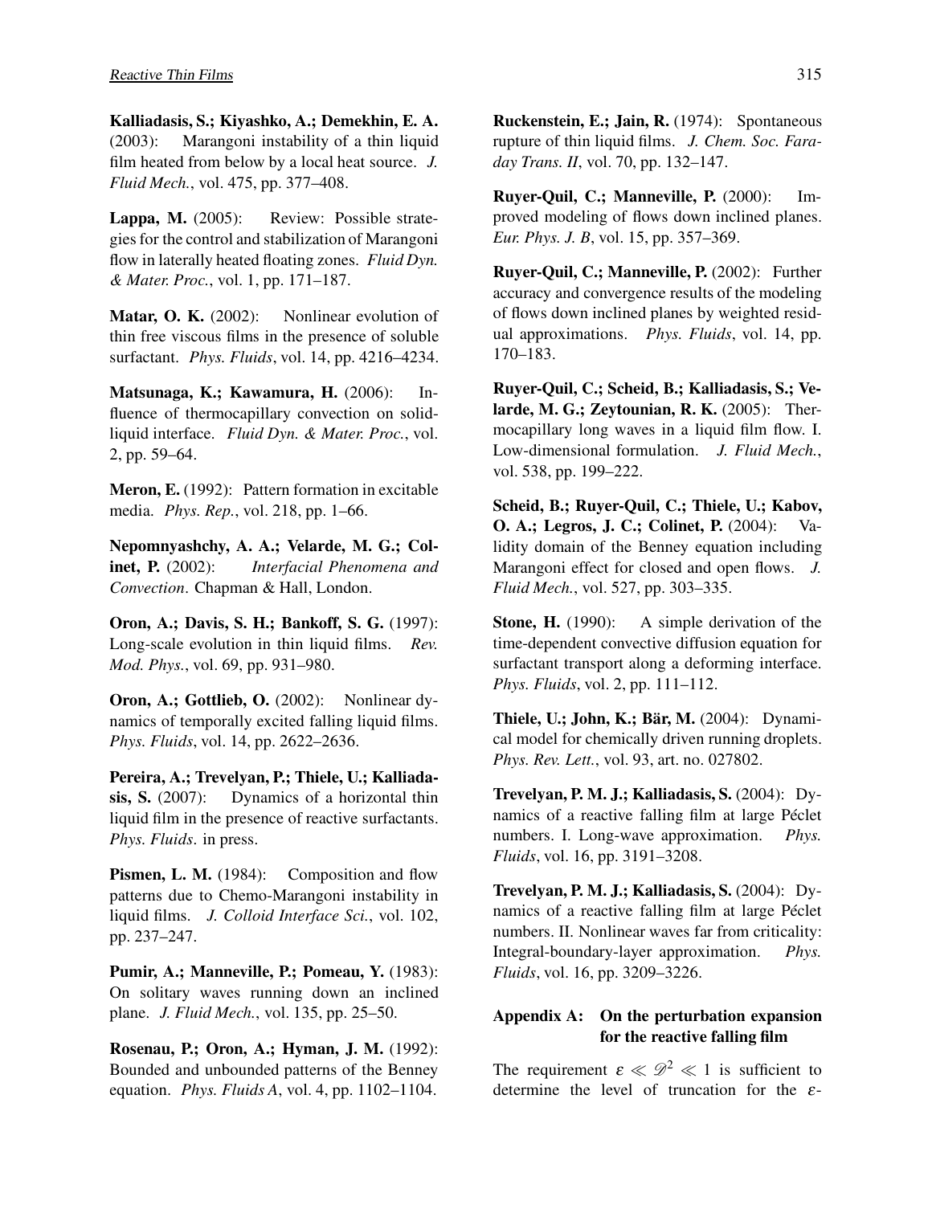**Kalliadasis, S.; Kiyashko, A.; Demekhin, E. A.** (2003): Marangoni instability of a thin liquid film heated from below by a local heat source. *J. Fluid Mech.*, vol. 475, pp. 377–408.

**Lappa, M.** (2005): Review: Possible strategies for the control and stabilization of Marangoni flow in laterally heated floating zones. *Fluid Dyn. & Mater. Proc.*, vol. 1, pp. 171–187.

**Matar, O. K.** (2002): Nonlinear evolution of thin free viscous films in the presence of soluble surfactant. *Phys. Fluids*, vol. 14, pp. 4216–4234.

**Matsunaga, K.; Kawamura, H.** (2006): Influence of thermocapillary convection on solid-liquid interface. *Fluid Dyn. & Mater. Proc.*, vol. 2, pp. 59–64.

**Meron, E.** (1992): Pattern formation in excitable media. *Phys. Rep.*, vol. 218, pp. 1–66.

**Nepomnyashchy, A. A.; Velarde, M. G.; Colinet, P.** (2002): *Interfacial Phenomena and Convection*. Chapman & Hall, London.

**Oron, A.; Davis, S. H.; Bankoff, S. G.** (1997): Long-scale evolution in thin liquid films. *Rev. Mod. Phys.*, vol. 69, pp. 931–980.

**Oron, A.; Gottlieb, O.** (2002): Nonlinear dynamics of temporally excited falling liquid films. *Phys. Fluids*, vol. 14, pp. 2622–2636.

**Pereira, A.; Trevelyan, P.; Thiele, U.; Kalliadasis, S.** (2007): Dynamics of a horizontal thin liquid film in the presence of reactive surfactants. *Phys. Fluids*. in press.

**Pismen, L. M.** (1984): Composition and flow patterns due to Chemo-Marangoni instability in liquid films. *J. Colloid Interface Sci.*, vol. 102, pp. 237–247.

**Pumir, A.; Manneville, P.; Pomeau, Y.** (1983): On solitary waves running down an inclined plane. *J. Fluid Mech.*, vol. 135, pp. 25–50.

**Rosenau, P.; Oron, A.; Hyman, J. M.** (1992): Bounded and unbounded patterns of the Benney equation. *Phys. Fluids A*, vol. 4, pp. 1102–1104.

**Ruckenstein, E.; Jain, R.** (1974): Spontaneous rupture of thin liquid films. *J. Chem. Soc. Faraday Trans. II*, vol. 70, pp. 132–147.

**Ruyer-Quil, C.; Manneville, P.** (2000): Improved modeling of flows down inclined planes. *Eur. Phys. J. B*, vol. 15, pp. 357–369.

**Ruyer-Quil, C.; Manneville, P.** (2002): Further accuracy and convergence results of the modeling of flows down inclined planes by weighted residual approximations. *Phys. Fluids*, vol. 14, pp. 170–183.

**Ruyer-Quil, C.; Scheid, B.; Kalliadasis, S.; Velarde, M. G.; Zeytounian, R. K.** (2005): Thermocapillary long waves in a liquid film flow. I. Low-dimensional formulation. *J. Fluid Mech.*, vol. 538, pp. 199–222.

**Scheid, B.; Ruyer-Quil, C.; Thiele, U.; Kabov, O. A.; Legros, J. C.; Colinet, P.** (2004): Validity domain of the Benney equation including Marangoni effect for closed and open flows. *J. Fluid Mech.*, vol. 527, pp. 303–335.

**Stone, H.** (1990): A simple derivation of the time-dependent convective diffusion equation for surfactant transport along a deforming interface. *Phys. Fluids*, vol. 2, pp. 111–112.

**Thiele, U.; John, K.; Bär, M.** (2004): Dynamical model for chemically driven running droplets. *Phys. Rev. Lett.*, vol. 93, art. no. 027802.

**Trevelyan, P. M. J.; Kalliadasis, S.** (2004): Dynamics of a reactive falling film at large Péclet numbers. I. Long-wave approximation. *Phys. Fluids*, vol. 16, pp. 3191–3208.

**Trevelyan, P. M. J.; Kalliadasis, S.** (2004): Dynamics of a reactive falling film at large Péclet numbers. II. Nonlinear waves far from criticality: Integral-boundary-layer approximation. *Phys. Fluids*, vol. 16, pp. 3209–3226.

## Appendix A: On the perturbation expansion for the reactive falling film

The requirement $\varepsilon \ll \mathscr{D}^2 \ll 1$ is sufficient to determine the level of truncation for the $\varepsilon$-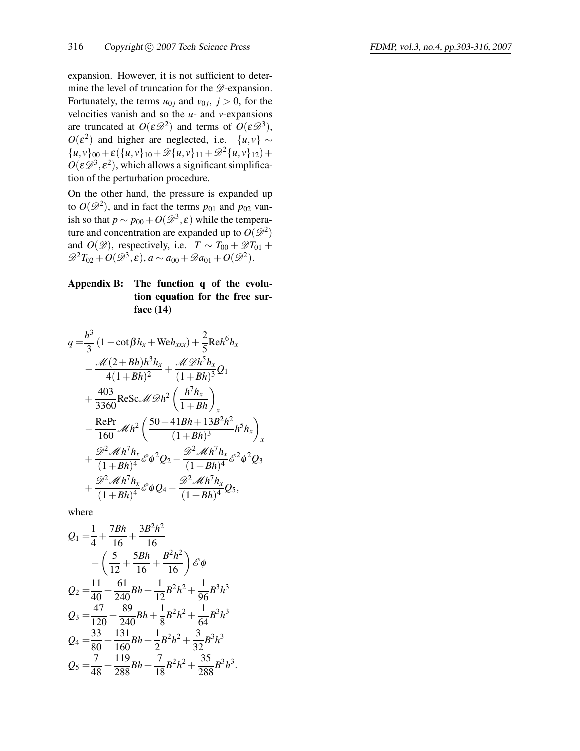expansion. However, it is not sufficient to determine the level of truncation for the $\mathscr{D}$-expansion. Fortunately, the terms $u_{0j}$ and $v_{0j}$, $j > 0$, for the velocities vanish and so the $u$- and $v$-expansions are truncated at $O(\varepsilon\mathscr{D}^2)$ and terms of $O(\varepsilon\mathscr{D}^3)$, $O(\varepsilon^2)$ and higher are neglected, i.e. $\{u,v\} \sim \{u,v\}_{00} + \varepsilon(\{u,v\}_{10} + \mathscr{D}\{u,v\}_{11} + \mathscr{D}^2\{u,v\}_{12}) + O(\varepsilon\mathscr{D}^3, \varepsilon^2)$, which allows a significant simplification of the perturbation procedure.

On the other hand, the pressure is expanded up to $O(\mathscr{D}^2)$, and in fact the terms $p_{01}$ and $p_{02}$ vanish so that $p \sim p_{00} + O(\mathscr{D}^3, \varepsilon)$ while the temperature and concentration are expanded up to $O(\mathscr{D}^2)$ and $O(\mathscr{D})$, respectively, i.e. $T \sim T_{00} + \mathscr{D}T_{01} + \mathscr{D}^2 T_{02} + O(\mathscr{D}^3, \varepsilon)$, $a \sim a_{00} + \mathscr{D}a_{01} + O(\mathscr{D}^2)$.

## Appendix B: The function q of the evolution equation for the free surface (14)

$$
\begin{aligned}
q =& \frac{h^3}{3}\left(1 - \cot\beta\, h_x + \mathrm{We} h_{xxx}\right) + \frac{2}{5}\mathrm{Re} h^6 h_x \\
& - \frac{\mathscr{M}(2+Bh)h^3 h_x}{4(1+Bh)^2} + \frac{\mathscr{M}\mathscr{D}h^5 h_x}{(1+Bh)^3} Q_1 \\
& + \frac{403}{3360}\mathrm{ReSc}\mathscr{M}\mathscr{D}h^2\left(\frac{h^7 h_x}{1+Bh}\right)_x \\
& - \frac{\mathrm{RePr}}{160}\mathscr{M}h^2\left(\frac{50 + 41Bh + 13B^2h^2}{(1+Bh)^3} h^5 h_x\right)_x \\
& + \frac{\mathscr{D}^2\mathscr{M}h^7 h_x}{(1+Bh)^4}\mathscr{E}\phi^2 Q_2 - \frac{\mathscr{D}^2\mathscr{M}h^7 h_x}{(1+Bh)^4}\mathscr{E}^2\phi^2 Q_3 \\
& + \frac{\mathscr{D}^2\mathscr{M}h^7 h_x}{(1+Bh)^4}\mathscr{E}\phi Q_4 - \frac{\mathscr{D}^2\mathscr{M}h^7 h_x}{(1+Bh)^4} Q_5,
\end{aligned}
$$

where

$$
\begin{aligned}
Q_1 =& \frac{1}{4} + \frac{7Bh}{16} + \frac{3B^2h^2}{16} \\
& - \left(\frac{5}{12} + \frac{5Bh}{16} + \frac{B^2h^2}{16}\right)\mathscr{E}\phi \\
Q_2 =& \frac{11}{40} + \frac{61}{240}Bh + \frac{1}{12}B^2h^2 + \frac{1}{96}B^3h^3 \\
Q_3 =& \frac{47}{120} + \frac{89}{240}Bh + \frac{1}{8}B^2h^2 + \frac{1}{64}B^3h^3 \\
Q_4 =& \frac{33}{80} + \frac{131}{160}Bh + \frac{1}{2}B^2h^2 + \frac{3}{32}B^3h^3 \\
Q_5 =& \frac{7}{48} + \frac{119}{288}Bh + \frac{7}{18}B^2h^2 + \frac{35}{288}B^3h^3.
\end{aligned}
$$